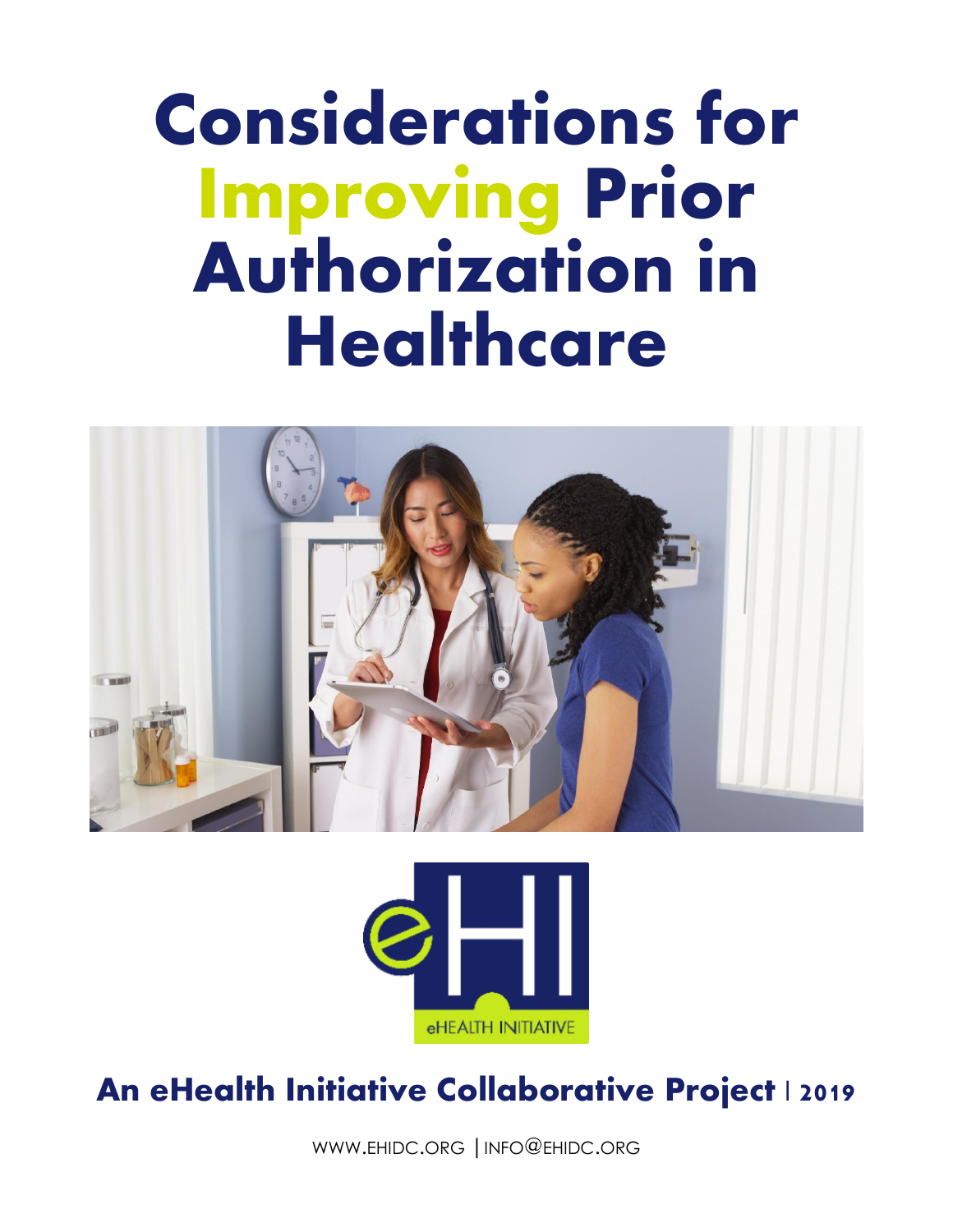# Considerations for Improving Prior Authorization in Healthcare

eHEALTH INITIATIVE

**An eHealth Initiative Collaborative Project | 2019**

WWW.EHIDC.ORG | INFO@EHIDC.ORG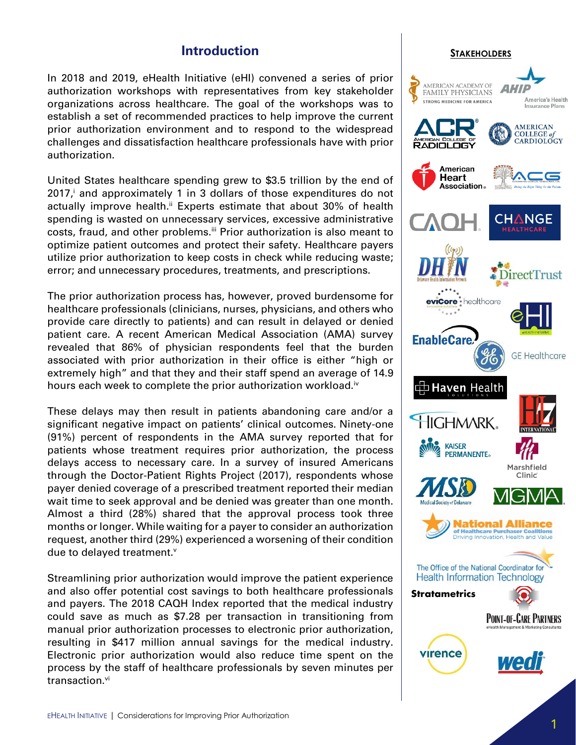## Introduction

In 2018 and 2019, eHealth Initiative (eHI) convened a series of prior authorization workshops with representatives from key stakeholder organizations across healthcare. The goal of the workshops was to establish a set of recommended practices to help improve the current prior authorization environment and to respond to the widespread challenges and dissatisfaction healthcare professionals have with prior authorization.

United States healthcare spending grew to $3.5 trillion by the end of 2017,[i] and approximately 1 in 3 dollars of those expenditures do not actually improve health.[ii] Experts estimate that about 30% of health spending is wasted on unnecessary services, excessive administrative costs, fraud, and other problems.[iii] Prior authorization is also meant to optimize patient outcomes and protect their safety. Healthcare payers utilize prior authorization to keep costs in check while reducing waste; error; and unnecessary procedures, treatments, and prescriptions.

The prior authorization process has, however, proved burdensome for healthcare professionals (clinicians, nurses, physicians, and others who provide care directly to patients) and can result in delayed or denied patient care. A recent American Medical Association (AMA) survey revealed that 86% of physician respondents feel that the burden associated with prior authorization in their office is either "high or extremely high" and that they and their staff spend an average of 14.9 hours each week to complete the prior authorization workload.[iv]

These delays may then result in patients abandoning care and/or a significant negative impact on patients' clinical outcomes. Ninety-one (91%) percent of respondents in the AMA survey reported that for patients whose treatment requires prior authorization, the process delays access to necessary care. In a survey of insured Americans through the Doctor-Patient Rights Project (2017), respondents whose payer denied coverage of a prescribed treatment reported their median wait time to seek approval and be denied was greater than one month. Almost a third (28%) shared that the approval process took three months or longer. While waiting for a payer to consider an authorization request, another third (29%) experienced a worsening of their condition due to delayed treatment.[v]

Streamlining prior authorization would improve the patient experience and also offer potential cost savings to both healthcare professionals and payers. The 2018 CAQH Index reported that the medical industry could save as much as $7.28 per transaction in transitioning from manual prior authorization processes to electronic prior authorization, resulting in $417 million annual savings for the medical industry. Electronic prior authorization would also reduce time spent on the process by the staff of healthcare professionals by seven minutes per transaction.[vi]

### Stakeholders

- American Academy of Family Physicians
- AHIP – America's Health Insurance Plans
- ACR – American College of Radiology
- American College of Cardiology
- American Heart Association
- ACG – Automated Clinical Guidelines
- CAQH
- Change Healthcare
- DHIN – Delaware Health Information Network
- DirectTrust
- eviCore healthcare
- eHI – eHealth Initiative
- EnableCare
- GE Healthcare
- Haven Health Solutions
- Highmark
- HL7 International
- Kaiser Permanente
- Marshfield Clinic
- MSD – Medical Society of Delaware
- MGMA
- National Alliance of Healthcare Purchaser Coalitions
- The Office of the National Coordinator for Health Information Technology
- Stratametrics
- Point-of-Care Partners
- virence
- wedi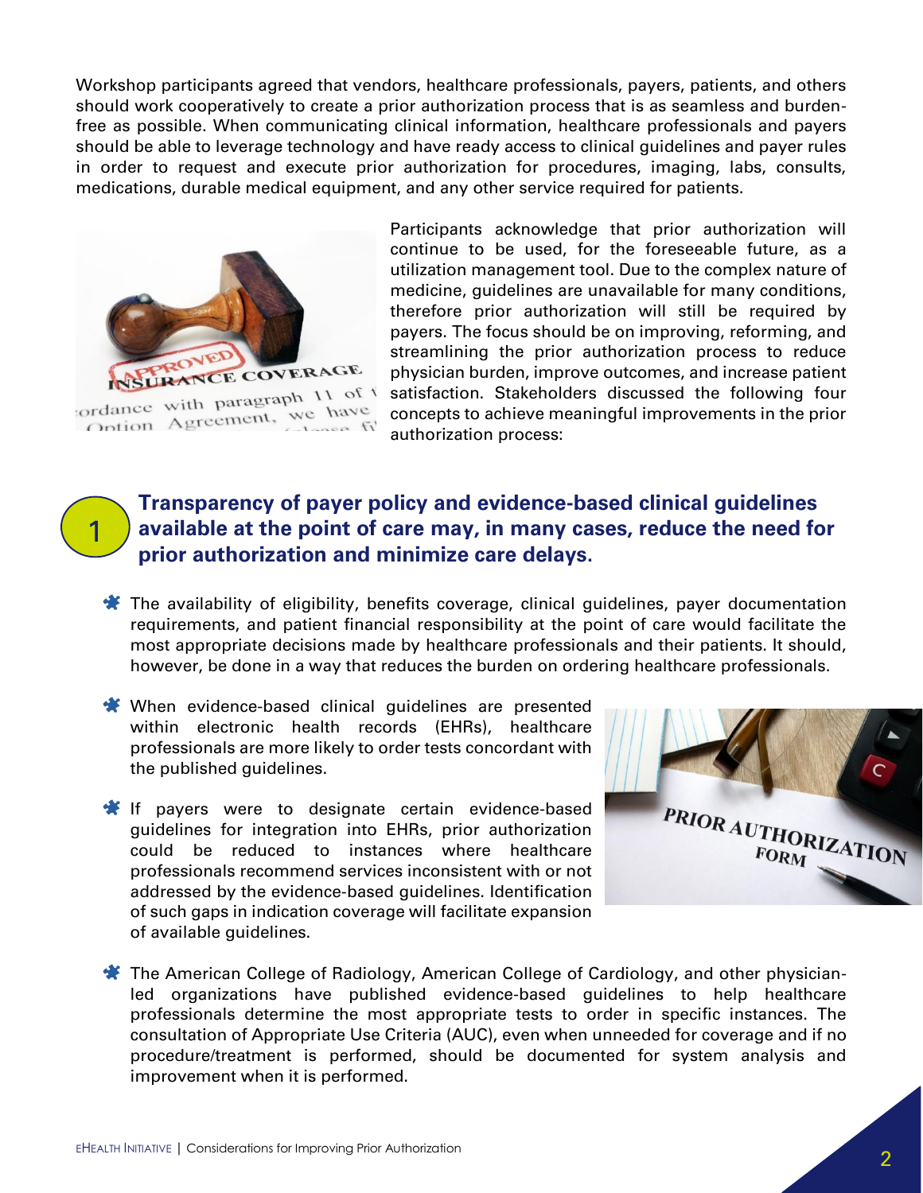Workshop participants agreed that vendors, healthcare professionals, payers, patients, and others should work cooperatively to create a prior authorization process that is as seamless and burden-free as possible. When communicating clinical information, healthcare professionals and payers should be able to leverage technology and have ready access to clinical guidelines and payer rules in order to request and execute prior authorization for procedures, imaging, labs, consults, medications, durable medical equipment, and any other service required for patients.

Participants acknowledge that prior authorization will continue to be used, for the foreseeable future, as a utilization management tool. Due to the complex nature of medicine, guidelines are unavailable for many conditions, therefore prior authorization will still be required by payers. The focus should be on improving, reforming, and streamlining the prior authorization process to reduce physician burden, improve outcomes, and increase patient satisfaction. Stakeholders discussed the following four concepts to achieve meaningful improvements in the prior authorization process:

## 1 Transparency of payer policy and evidence-based clinical guidelines available at the point of care may, in many cases, reduce the need for prior authorization and minimize care delays.

- The availability of eligibility, benefits coverage, clinical guidelines, payer documentation requirements, and patient financial responsibility at the point of care would facilitate the most appropriate decisions made by healthcare professionals and their patients. It should, however, be done in a way that reduces the burden on ordering healthcare professionals.

- When evidence-based clinical guidelines are presented within electronic health records (EHRs), healthcare professionals are more likely to order tests concordant with the published guidelines.

- If payers were to designate certain evidence-based guidelines for integration into EHRs, prior authorization could be reduced to instances where healthcare professionals recommend services inconsistent with or not addressed by the evidence-based guidelines. Identification of such gaps in indication coverage will facilitate expansion of available guidelines.

- The American College of Radiology, American College of Cardiology, and other physician-led organizations have published evidence-based guidelines to help healthcare professionals determine the most appropriate tests to order in specific instances. The consultation of Appropriate Use Criteria (AUC), even when unneeded for coverage and if no procedure/treatment is performed, should be documented for system analysis and improvement when it is performed.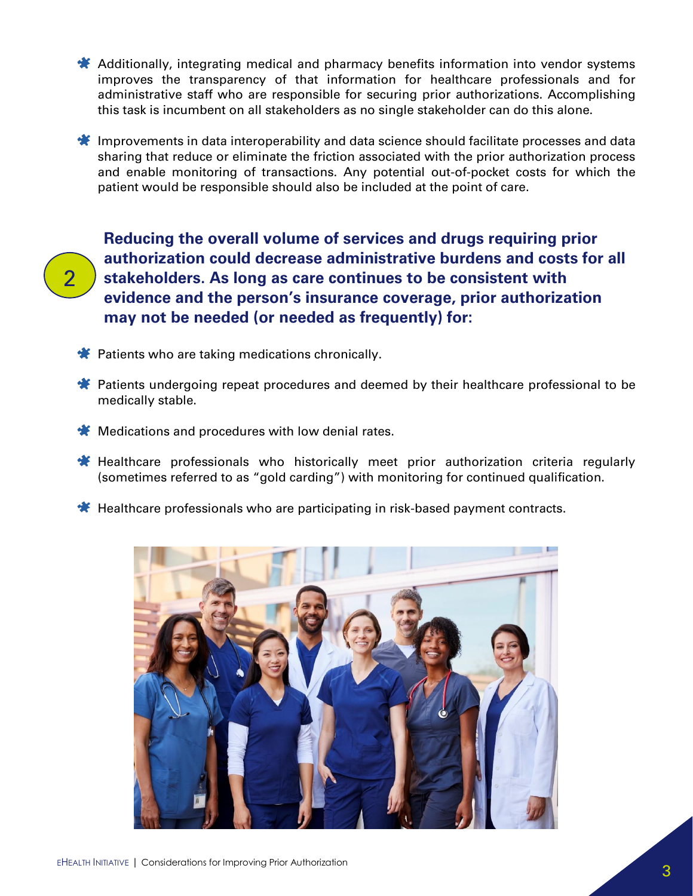- Additionally, integrating medical and pharmacy benefits information into vendor systems improves the transparency of that information for healthcare professionals and for administrative staff who are responsible for securing prior authorizations. Accomplishing this task is incumbent on all stakeholders as no single stakeholder can do this alone.

- Improvements in data interoperability and data science should facilitate processes and data sharing that reduce or eliminate the friction associated with the prior authorization process and enable monitoring of transactions. Any potential out-of-pocket costs for which the patient would be responsible should also be included at the point of care.

## 2 Reducing the overall volume of services and drugs requiring prior authorization could decrease administrative burdens and costs for all stakeholders. As long as care continues to be consistent with evidence and the person's insurance coverage, prior authorization may not be needed (or needed as frequently) for:

- Patients who are taking medications chronically.

- Patients undergoing repeat procedures and deemed by their healthcare professional to be medically stable.

- Medications and procedures with low denial rates.

- Healthcare professionals who historically meet prior authorization criteria regularly (sometimes referred to as "gold carding") with monitoring for continued qualification.

- Healthcare professionals who are participating in risk-based payment contracts.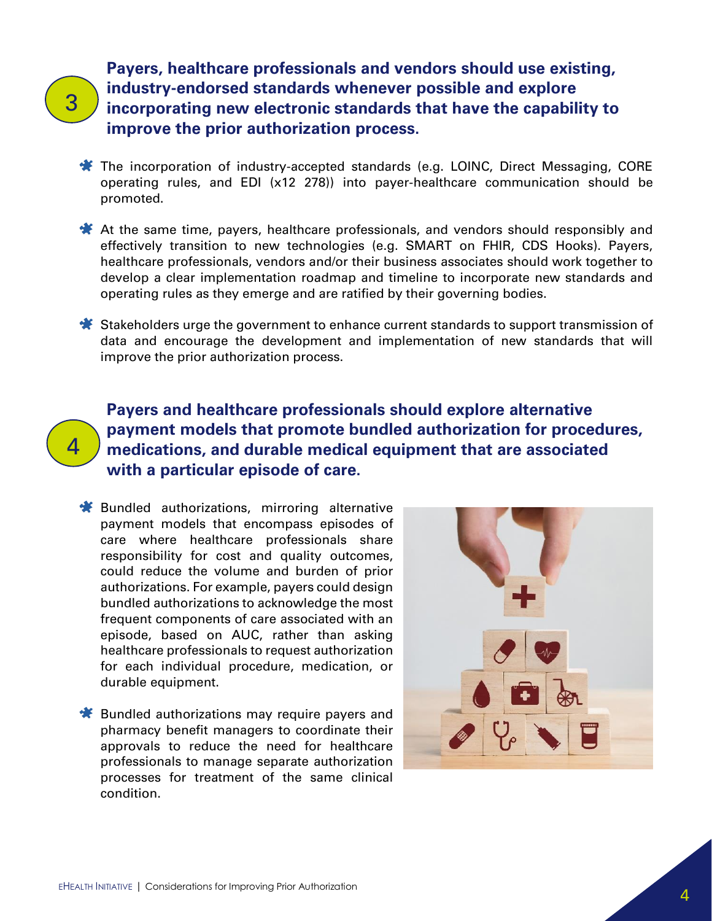## 3 Payers, healthcare professionals and vendors should use existing, industry-endorsed standards whenever possible and explore incorporating new electronic standards that have the capability to improve the prior authorization process.

- The incorporation of industry-accepted standards (e.g. LOINC, Direct Messaging, CORE operating rules, and EDI (x12 278)) into payer-healthcare communication should be promoted.
- At the same time, payers, healthcare professionals, and vendors should responsibly and effectively transition to new technologies (e.g. SMART on FHIR, CDS Hooks). Payers, healthcare professionals, vendors and/or their business associates should work together to develop a clear implementation roadmap and timeline to incorporate new standards and operating rules as they emerge and are ratified by their governing bodies.
- Stakeholders urge the government to enhance current standards to support transmission of data and encourage the development and implementation of new standards that will improve the prior authorization process.

## 4 Payers and healthcare professionals should explore alternative payment models that promote bundled authorization for procedures, medications, and durable medical equipment that are associated with a particular episode of care.

- Bundled authorizations, mirroring alternative payment models that encompass episodes of care where healthcare professionals share responsibility for cost and quality outcomes, could reduce the volume and burden of prior authorizations. For example, payers could design bundled authorizations to acknowledge the most frequent components of care associated with an episode, based on AUC, rather than asking healthcare professionals to request authorization for each individual procedure, medication, or durable equipment.
- Bundled authorizations may require payers and pharmacy benefit managers to coordinate their approvals to reduce the need for healthcare professionals to manage separate authorization processes for treatment of the same clinical condition.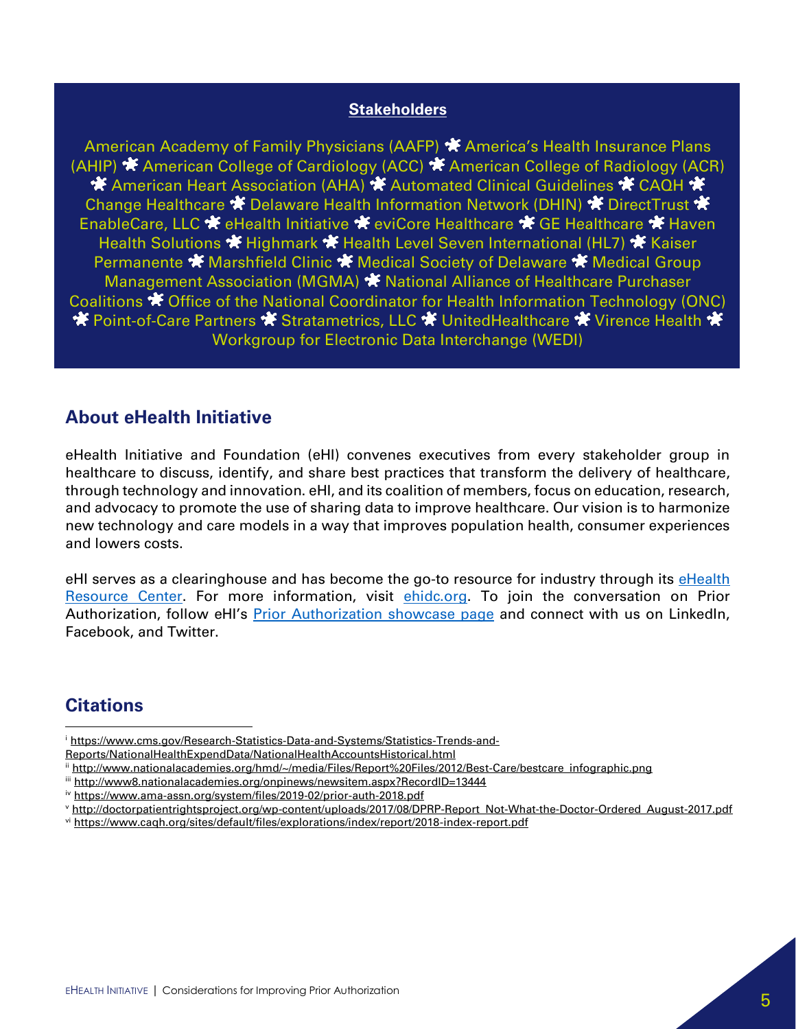**Stakeholders**

American Academy of Family Physicians (AAFP) ✱ America's Health Insurance Plans (AHIP) ✱ American College of Cardiology (ACC) ✱ American College of Radiology (ACR) ✱ American Heart Association (AHA) ✱ Automated Clinical Guidelines ✱ CAQH ✱ Change Healthcare ✱ Delaware Health Information Network (DHIN) ✱ DirectTrust ✱ EnableCare, LLC ✱ eHealth Initiative ✱ eviCore Healthcare ✱ GE Healthcare ✱ Haven Health Solutions ✱ Highmark ✱ Health Level Seven International (HL7) ✱ Kaiser Permanente ✱ Marshfield Clinic ✱ Medical Society of Delaware ✱ Medical Group Management Association (MGMA) ✱ National Alliance of Healthcare Purchaser Coalitions ✱ Office of the National Coordinator for Health Information Technology (ONC) ✱ Point-of-Care Partners ✱ Stratametrics, LLC ✱ UnitedHealthcare ✱ Virence Health ✱ Workgroup for Electronic Data Interchange (WEDI)

## About eHealth Initiative

eHealth Initiative and Foundation (eHI) convenes executives from every stakeholder group in healthcare to discuss, identify, and share best practices that transform the delivery of healthcare, through technology and innovation. eHI, and its coalition of members, focus on education, research, and advocacy to promote the use of sharing data to improve healthcare. Our vision is to harmonize new technology and care models in a way that improves population health, consumer experiences and lowers costs.

eHI serves as a clearinghouse and has become the go-to resource for industry through its eHealth Resource Center. For more information, visit ehidc.org. To join the conversation on Prior Authorization, follow eHI's Prior Authorization showcase page and connect with us on LinkedIn, Facebook, and Twitter.

## Citations

[i] https://www.cms.gov/Research-Statistics-Data-and-Systems/Statistics-Trends-and-Reports/NationalHealthExpendData/NationalHealthAccountsHistorical.html

[ii] http://www.nationalacademies.org/hmd/~/media/Files/Report%20Files/2012/Best-Care/bestcare_infographic.png

[iii] http://www8.nationalacademies.org/onpinews/newsitem.aspx?RecordID=13444

[iv] https://www.ama-assn.org/system/files/2019-02/prior-auth-2018.pdf

[v] http://doctorpatientrightsproject.org/wp-content/uploads/2017/08/DPRP-Report_Not-What-the-Doctor-Ordered_August-2017.pdf

[vi] https://www.caqh.org/sites/default/files/explorations/index/report/2018-index-report.pdf